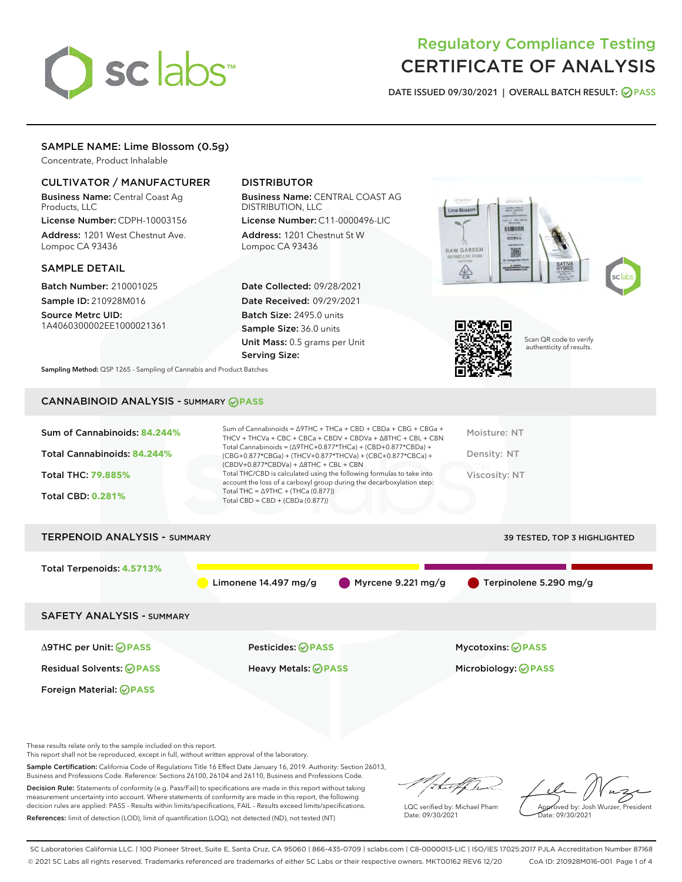# Regulatory Compliance Testing

# CERTIFICATE OF ANALYSIS

DATE ISSUED 09/30/2021 | OVERALL BATCH RESULT: PASS

## SAMPLE NAME: Lime Blossom (0.5g)

Concentrate, Product Inhalable

### CULTIVATOR / MANUFACTURER

**Business Name:** Central Coast Ag Products, LLC

**License Number:** CDPH-10003156

**Address:** 1201 West Chestnut Ave. Lompoc CA 93436

### DISTRIBUTOR

**Business Name:** CENTRAL COAST AG DISTRIBUTION, LLC

**License Number:** C11-0000496-LIC

**Address:** 1201 Chestnut St W Lompoc CA 93436

### SAMPLE DETAIL

**Batch Number:** 210001025

**Sample ID:** 210928M016

**Source Metrc UID:** 1A4060300002EE1000021361

**Date Collected:** 09/28/2021

**Date Received:** 09/29/2021

**Batch Size:** 2495.0 units

**Sample Size:** 36.0 units

**Unit Mass:** 0.5 grams per Unit

**Serving Size:**

Scan QR code to verify authenticity of results.

**Sampling Method:** QSP 1265 - Sampling of Cannabis and Product Batches

## CANNABINOID ANALYSIS - SUMMARY PASS

Sum of Cannabinoids: **84.244%**

Total Cannabinoids: **84.244%**

Total THC: **79.885%**

Total CBD: **0.281%**

Sum of Cannabinoids = Δ9THC + THCa + CBD + CBDa + CBG + CBGa + THCV + THCVa + CBC + CBCa + CBDV + CBDVa + Δ8THC + CBL + CBN

Total Cannabinoids = (Δ9THC+0.877*THCa) + (CBD+0.877*CBDa) + (CBG+0.877*CBGa) + (THCV+0.877*THCVa) + (CBC+0.877*CBCa) + (CBDV+0.877*CBDVa) + Δ8THC + CBL + CBN

Total THC/CBD is calculated using the following formulas to take into account the loss of a carboxyl group during the decarboxylation step:

Total THC = Δ9THC + (THCa (0.877))

Total CBD = CBD + (CBDa (0.877))

Moisture: NT

Density: NT

Viscosity: NT

## TERPENOID ANALYSIS - SUMMARY

39 TESTED, TOP 3 HIGHLIGHTED

Total Terpenoids: **4.5713%**

Limonene 14.497 mg/g | Myrcene 9.221 mg/g | Terpinolene 5.290 mg/g

## SAFETY ANALYSIS - SUMMARY

| | | |
|---|---|---|
| Δ9THC per Unit: PASS | Pesticides: PASS | Mycotoxins: PASS |
| Residual Solvents: PASS | Heavy Metals: PASS | Microbiology: PASS |
| Foreign Material: PASS | | |

These results relate only to the sample included on this report.
This report shall not be reproduced, except in full, without written approval of the laboratory.

**Sample Certification:** California Code of Regulations Title 16 Effect Date January 16, 2019. Authority: Section 26013, Business and Professions Code. Reference: Sections 26100, 26104 and 26110, Business and Professions Code.

**Decision Rule:** Statements of conformity (e.g. Pass/Fail) to specifications are made in this report without taking measurement uncertainty into account. Where statements of conformity are made in this report, the following decision rules are applied: PASS – Results within limits/specifications, FAIL – Results exceed limits/specifications.

**References:** limit of detection (LOD), limit of quantification (LOQ), not detected (ND), not tested (NT)

LQC verified by: Michael Pham
Date: 09/30/2021

Approved by: Josh Wurzer, President
Date: 09/30/2021

SC Laboratories California LLC. | 100 Pioneer Street, Suite E, Santa Cruz, CA 95060 | 866-435-0709 | sclabs.com | C8-0000013-LIC | ISO/IES 17025:2017 PJLA Accreditation Number 87168
© 2021 SC Labs all rights reserved. Trademarks referenced are trademarks of either SC Labs or their respective owners. MKT00162 REV6 12/20 CoA ID: 210928M016-001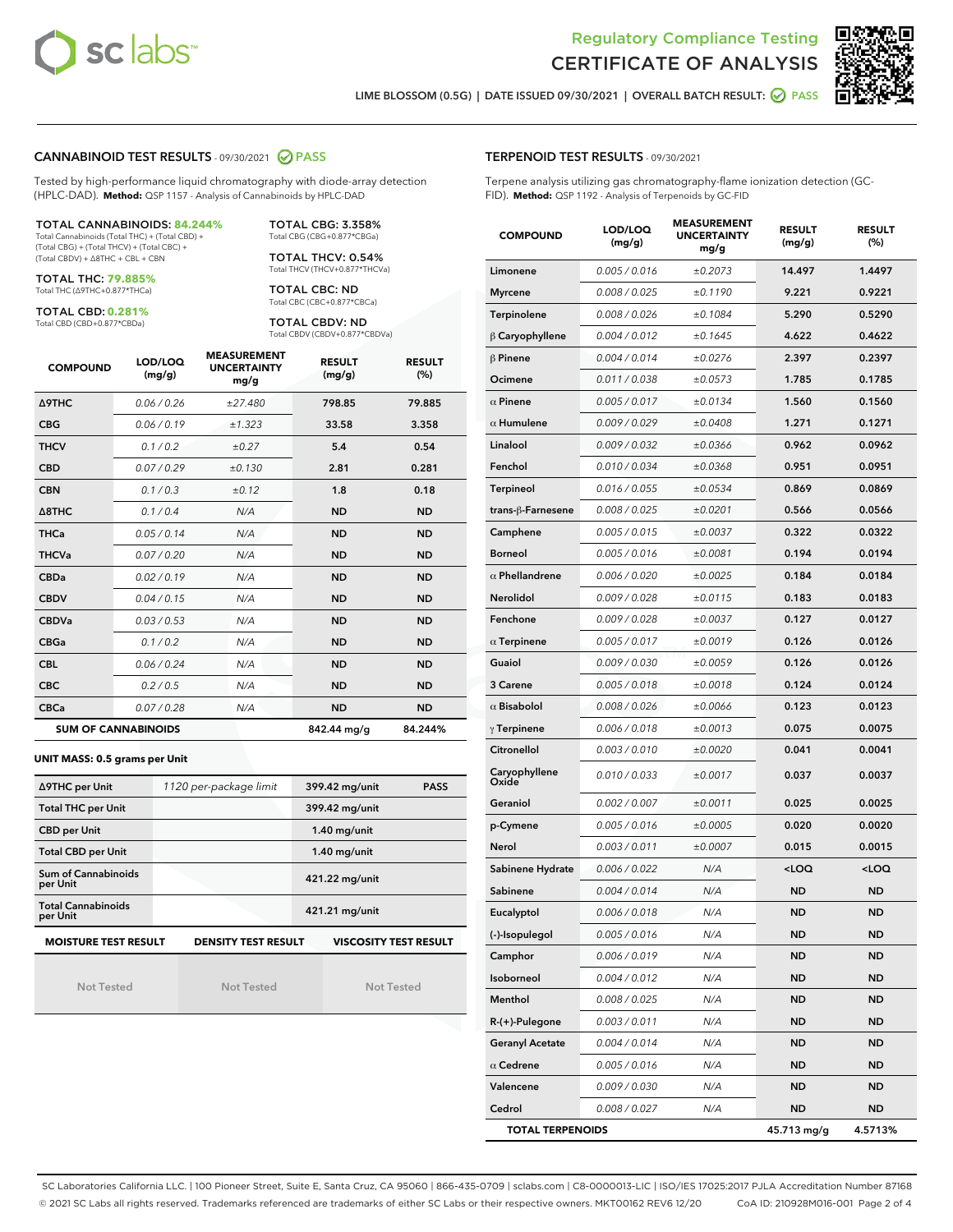Regulatory Compliance Testing

# CERTIFICATE OF ANALYSIS

LIME BLOSSOM (0.5G) | DATE ISSUED 09/30/2021 | OVERALL BATCH RESULT: PASS

## CANNABINOID TEST RESULTS - 09/30/2021 PASS

Tested by high-performance liquid chromatography with diode-array detection (HPLC-DAD). **Method:** QSP 1157 - Analysis of Cannabinoids by HPLC-DAD

**TOTAL CANNABINOIDS: 84.244%**
Total Cannabinoids (Total THC) + (Total CBD) + (Total CBG) + (Total THCV) + (Total CBC) + (Total CBDV) + Δ8THC + CBL + CBN

**TOTAL THC: 79.885%**
Total THC (Δ9THC+0.877*THCa)

**TOTAL CBD: 0.281%**
Total CBD (CBD+0.877*CBDa)

**TOTAL CBG: 3.358%**
Total CBG (CBG+0.877*CBGa)

**TOTAL THCV: 0.54%**
Total THCV (THCV+0.877*THCVa)

**TOTAL CBC: ND**
Total CBC (CBC+0.877*CBCa)

**TOTAL CBDV: ND**
Total CBDV (CBDV+0.877*CBDVa)

| COMPOUND | LOD/LOQ (mg/g) | MEASUREMENT UNCERTAINTY mg/g | RESULT (mg/g) | RESULT (%) |
|---|---|---|---|---|
| Δ9THC | 0.06 / 0.26 | ±27.480 | 798.85 | 79.885 |
| CBG | 0.06 / 0.19 | ±1.323 | 33.58 | 3.358 |
| THCV | 0.1 / 0.2 | ±0.27 | 5.4 | 0.54 |
| CBD | 0.07 / 0.29 | ±0.130 | 2.81 | 0.281 |
| CBN | 0.1 / 0.3 | ±0.12 | 1.8 | 0.18 |
| Δ8THC | 0.1 / 0.4 | N/A | ND | ND |
| THCa | 0.05 / 0.14 | N/A | ND | ND |
| THCVa | 0.07 / 0.20 | N/A | ND | ND |
| CBDa | 0.02 / 0.19 | N/A | ND | ND |
| CBDV | 0.04 / 0.15 | N/A | ND | ND |
| CBDVa | 0.03 / 0.53 | N/A | ND | ND |
| CBGa | 0.1 / 0.2 | N/A | ND | ND |
| CBL | 0.06 / 0.24 | N/A | ND | ND |
| CBC | 0.2 / 0.5 | N/A | ND | ND |
| CBCa | 0.07 / 0.28 | N/A | ND | ND |
| **SUM OF CANNABINOIDS** | | | 842.44 mg/g | 84.244% |

**UNIT MASS: 0.5 grams per Unit**

| | | | |
|---|---|---|---|
| Δ9THC per Unit | 1120 per-package limit | 399.42 mg/unit | PASS |
| Total THC per Unit | | 399.42 mg/unit | |
| CBD per Unit | | 1.40 mg/unit | |
| Total CBD per Unit | | 1.40 mg/unit | |
| Sum of Cannabinoids per Unit | | 421.22 mg/unit | |
| Total Cannabinoids per Unit | | 421.21 mg/unit | |

| MOISTURE TEST RESULT | DENSITY TEST RESULT | VISCOSITY TEST RESULT |
|---|---|---|
| Not Tested | Not Tested | Not Tested |

## TERPENOID TEST RESULTS - 09/30/2021

Terpene analysis utilizing gas chromatography-flame ionization detection (GC-FID). **Method:** QSP 1192 - Analysis of Terpenoids by GC-FID

| COMPOUND | LOD/LOQ (mg/g) | MEASUREMENT UNCERTAINTY mg/g | RESULT (mg/g) | RESULT (%) |
|---|---|---|---|---|
| Limonene | 0.005 / 0.016 | ±0.2073 | 14.497 | 1.4497 |
| Myrcene | 0.008 / 0.025 | ±0.1190 | 9.221 | 0.9221 |
| Terpinolene | 0.008 / 0.026 | ±0.1084 | 5.290 | 0.5290 |
| β Caryophyllene | 0.004 / 0.012 | ±0.1645 | 4.622 | 0.4622 |
| β Pinene | 0.004 / 0.014 | ±0.0276 | 2.397 | 0.2397 |
| Ocimene | 0.011 / 0.038 | ±0.0573 | 1.785 | 0.1785 |
| α Pinene | 0.005 / 0.017 | ±0.0134 | 1.560 | 0.1560 |
| α Humulene | 0.009 / 0.029 | ±0.0408 | 1.271 | 0.1271 |
| Linalool | 0.009 / 0.032 | ±0.0366 | 0.962 | 0.0962 |
| Fenchol | 0.010 / 0.034 | ±0.0368 | 0.951 | 0.0951 |
| Terpineol | 0.016 / 0.055 | ±0.0534 | 0.869 | 0.0869 |
| trans-β-Farnesene | 0.008 / 0.025 | ±0.0201 | 0.566 | 0.0566 |
| Camphene | 0.005 / 0.015 | ±0.0037 | 0.322 | 0.0322 |
| Borneol | 0.005 / 0.016 | ±0.0081 | 0.194 | 0.0194 |
| α Phellandrene | 0.006 / 0.020 | ±0.0025 | 0.184 | 0.0184 |
| Nerolidol | 0.009 / 0.028 | ±0.0115 | 0.183 | 0.0183 |
| Fenchone | 0.009 / 0.028 | ±0.0037 | 0.127 | 0.0127 |
| α Terpinene | 0.005 / 0.017 | ±0.0019 | 0.126 | 0.0126 |
| Guaiol | 0.009 / 0.030 | ±0.0059 | 0.126 | 0.0126 |
| 3 Carene | 0.005 / 0.018 | ±0.0018 | 0.124 | 0.0124 |
| α Bisabolol | 0.008 / 0.026 | ±0.0066 | 0.123 | 0.0123 |
| γ Terpinene | 0.006 / 0.018 | ±0.0013 | 0.075 | 0.0075 |
| Citronellol | 0.003 / 0.010 | ±0.0020 | 0.041 | 0.0041 |
| Caryophyllene Oxide | 0.010 / 0.033 | ±0.0017 | 0.037 | 0.0037 |
| Geraniol | 0.002 / 0.007 | ±0.0011 | 0.025 | 0.0025 |
| p-Cymene | 0.005 / 0.016 | ±0.0005 | 0.020 | 0.0020 |
| Nerol | 0.003 / 0.011 | ±0.0007 | 0.015 | 0.0015 |
| Sabinene Hydrate | 0.006 / 0.022 | N/A | <LOQ | <LOQ |
| Sabinene | 0.004 / 0.014 | N/A | ND | ND |
| Eucalyptol | 0.006 / 0.018 | N/A | ND | ND |
| (-)-Isopulegol | 0.005 / 0.016 | N/A | ND | ND |
| Camphor | 0.006 / 0.019 | N/A | ND | ND |
| Isoborneol | 0.004 / 0.012 | N/A | ND | ND |
| Menthol | 0.008 / 0.025 | N/A | ND | ND |
| R-(+)-Pulegone | 0.003 / 0.011 | N/A | ND | ND |
| Geranyl Acetate | 0.004 / 0.014 | N/A | ND | ND |
| α Cedrene | 0.005 / 0.016 | N/A | ND | ND |
| Valencene | 0.009 / 0.030 | N/A | ND | ND |
| Cedrol | 0.008 / 0.027 | N/A | ND | ND |
| **TOTAL TERPENOIDS** | | | 45.713 mg/g | 4.5713% |

SC Laboratories California LLC. | 100 Pioneer Street, Suite E, Santa Cruz, CA 95060 | 866-435-0709 | sclabs.com | C8-0000013-LIC | ISO/IES 17025:2017 PJLA Accreditation Number 87168
© 2021 SC Labs all rights reserved. Trademarks referenced are trademarks of either SC Labs or their respective owners. MKT00162 REV6 12/20 CoA ID: 210928M016-001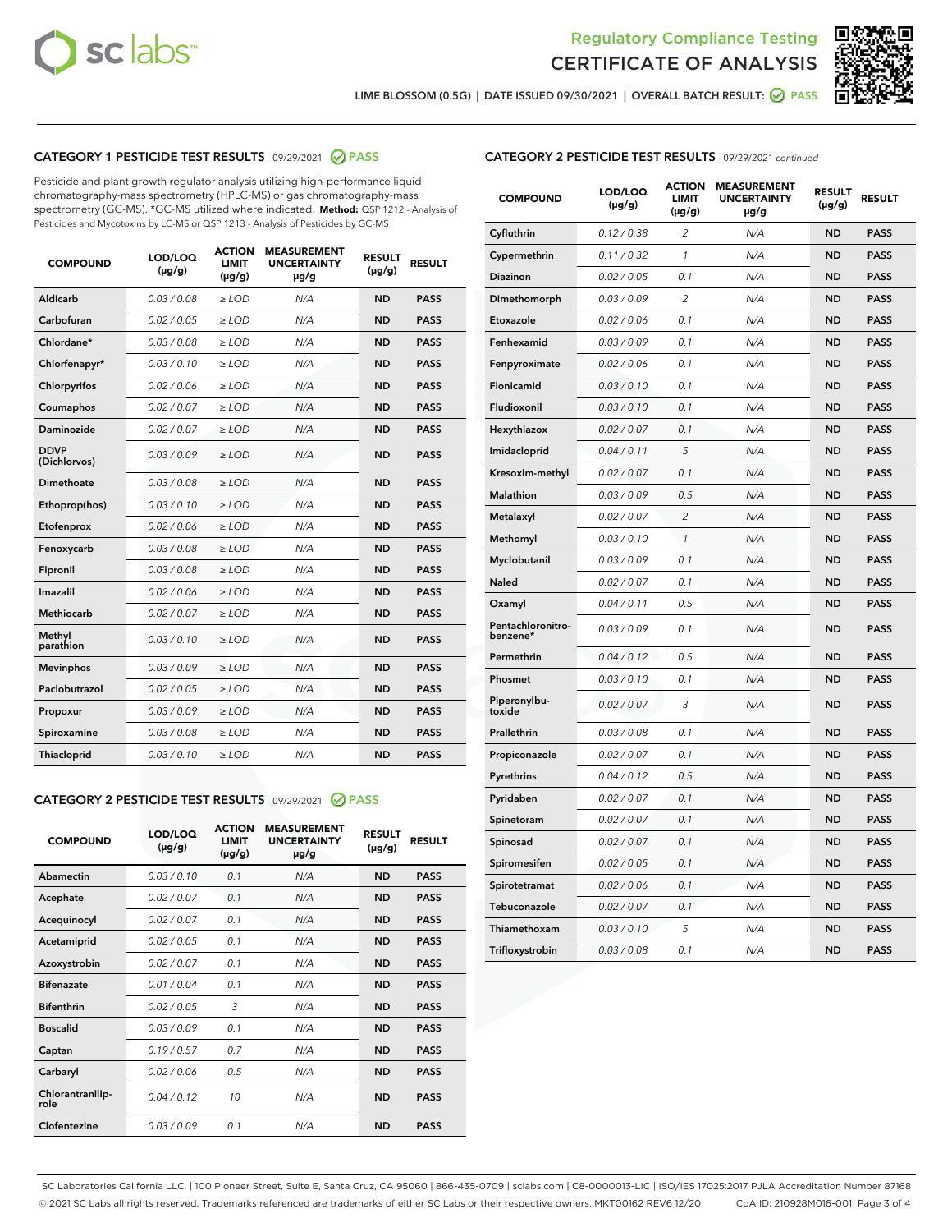Regulatory Compliance Testing
CERTIFICATE OF ANALYSIS

LIME BLOSSOM (0.5G) | DATE ISSUED 09/30/2021 | OVERALL BATCH RESULT: PASS

## CATEGORY 1 PESTICIDE TEST RESULTS - 09/29/2021 PASS

Pesticide and plant growth regulator analysis utilizing high-performance liquid chromatography-mass spectrometry (HPLC-MS) or gas chromatography-mass spectrometry (GC-MS). *GC-MS utilized where indicated. **Method:** QSP 1212 - Analysis of Pesticides and Mycotoxins by LC-MS or QSP 1213 - Analysis of Pesticides by GC-MS

| COMPOUND | LOD/LOQ (µg/g) | ACTION LIMIT (µg/g) | MEASUREMENT UNCERTAINTY µg/g | RESULT (µg/g) | RESULT |
|---|---|---|---|---|---|
| Aldicarb | 0.03 / 0.08 | ≥ LOD | N/A | ND | PASS |
| Carbofuran | 0.02 / 0.05 | ≥ LOD | N/A | ND | PASS |
| Chlordane* | 0.03 / 0.08 | ≥ LOD | N/A | ND | PASS |
| Chlorfenapyr* | 0.03 / 0.10 | ≥ LOD | N/A | ND | PASS |
| Chlorpyrifos | 0.02 / 0.06 | ≥ LOD | N/A | ND | PASS |
| Coumaphos | 0.02 / 0.07 | ≥ LOD | N/A | ND | PASS |
| Daminozide | 0.02 / 0.07 | ≥ LOD | N/A | ND | PASS |
| DDVP (Dichlorvos) | 0.03 / 0.09 | ≥ LOD | N/A | ND | PASS |
| Dimethoate | 0.03 / 0.08 | ≥ LOD | N/A | ND | PASS |
| Ethoprop(hos) | 0.03 / 0.10 | ≥ LOD | N/A | ND | PASS |
| Etofenprox | 0.02 / 0.06 | ≥ LOD | N/A | ND | PASS |
| Fenoxycarb | 0.03 / 0.08 | ≥ LOD | N/A | ND | PASS |
| Fipronil | 0.03 / 0.08 | ≥ LOD | N/A | ND | PASS |
| Imazalil | 0.02 / 0.06 | ≥ LOD | N/A | ND | PASS |
| Methiocarb | 0.02 / 0.07 | ≥ LOD | N/A | ND | PASS |
| Methyl parathion | 0.03 / 0.10 | ≥ LOD | N/A | ND | PASS |
| Mevinphos | 0.03 / 0.09 | ≥ LOD | N/A | ND | PASS |
| Paclobutrazol | 0.02 / 0.05 | ≥ LOD | N/A | ND | PASS |
| Propoxur | 0.03 / 0.09 | ≥ LOD | N/A | ND | PASS |
| Spiroxamine | 0.03 / 0.08 | ≥ LOD | N/A | ND | PASS |
| Thiacloprid | 0.03 / 0.10 | ≥ LOD | N/A | ND | PASS |

## CATEGORY 2 PESTICIDE TEST RESULTS - 09/29/2021 PASS

| COMPOUND | LOD/LOQ (µg/g) | ACTION LIMIT (µg/g) | MEASUREMENT UNCERTAINTY µg/g | RESULT (µg/g) | RESULT |
|---|---|---|---|---|---|
| Abamectin | 0.03 / 0.10 | 0.1 | N/A | ND | PASS |
| Acephate | 0.02 / 0.07 | 0.1 | N/A | ND | PASS |
| Acequinocyl | 0.02 / 0.07 | 0.1 | N/A | ND | PASS |
| Acetamiprid | 0.02 / 0.05 | 0.1 | N/A | ND | PASS |
| Azoxystrobin | 0.02 / 0.07 | 0.1 | N/A | ND | PASS |
| Bifenazate | 0.01 / 0.04 | 0.1 | N/A | ND | PASS |
| Bifenthrin | 0.02 / 0.05 | 3 | N/A | ND | PASS |
| Boscalid | 0.03 / 0.09 | 0.1 | N/A | ND | PASS |
| Captan | 0.19 / 0.57 | 0.7 | N/A | ND | PASS |
| Carbaryl | 0.02 / 0.06 | 0.5 | N/A | ND | PASS |
| Chlorantraniliprole | 0.04 / 0.12 | 10 | N/A | ND | PASS |
| Clofentezine | 0.03 / 0.09 | 0.1 | N/A | ND | PASS |
| Cyfluthrin | 0.12 / 0.38 | 2 | N/A | ND | PASS |
| Cypermethrin | 0.11 / 0.32 | 1 | N/A | ND | PASS |
| Diazinon | 0.02 / 0.05 | 0.1 | N/A | ND | PASS |
| Dimethomorph | 0.03 / 0.09 | 2 | N/A | ND | PASS |
| Etoxazole | 0.02 / 0.06 | 0.1 | N/A | ND | PASS |
| Fenhexamid | 0.03 / 0.09 | 0.1 | N/A | ND | PASS |
| Fenpyroximate | 0.02 / 0.06 | 0.1 | N/A | ND | PASS |
| Flonicamid | 0.03 / 0.10 | 0.1 | N/A | ND | PASS |
| Fludioxonil | 0.03 / 0.10 | 0.1 | N/A | ND | PASS |
| Hexythiazox | 0.02 / 0.07 | 0.1 | N/A | ND | PASS |
| Imidacloprid | 0.04 / 0.11 | 5 | N/A | ND | PASS |
| Kresoxim-methyl | 0.02 / 0.07 | 0.1 | N/A | ND | PASS |
| Malathion | 0.03 / 0.09 | 0.5 | N/A | ND | PASS |
| Metalaxyl | 0.02 / 0.07 | 2 | N/A | ND | PASS |
| Methomyl | 0.03 / 0.10 | 1 | N/A | ND | PASS |
| Myclobutanil | 0.03 / 0.09 | 0.1 | N/A | ND | PASS |
| Naled | 0.02 / 0.07 | 0.1 | N/A | ND | PASS |
| Oxamyl | 0.04 / 0.11 | 0.5 | N/A | ND | PASS |
| Pentachloronitrobenzene* | 0.03 / 0.09 | 0.1 | N/A | ND | PASS |
| Permethrin | 0.04 / 0.12 | 0.5 | N/A | ND | PASS |
| Phosmet | 0.03 / 0.10 | 0.1 | N/A | ND | PASS |
| Piperonylbutoxide | 0.02 / 0.07 | 3 | N/A | ND | PASS |
| Prallethrin | 0.03 / 0.08 | 0.1 | N/A | ND | PASS |
| Propiconazole | 0.02 / 0.07 | 0.1 | N/A | ND | PASS |
| Pyrethrins | 0.04 / 0.12 | 0.5 | N/A | ND | PASS |
| Pyridaben | 0.02 / 0.07 | 0.1 | N/A | ND | PASS |
| Spinetoram | 0.02 / 0.07 | 0.1 | N/A | ND | PASS |
| Spinosad | 0.02 / 0.07 | 0.1 | N/A | ND | PASS |
| Spiromesifen | 0.02 / 0.05 | 0.1 | N/A | ND | PASS |
| Spirotetramat | 0.02 / 0.06 | 0.1 | N/A | ND | PASS |
| Tebuconazole | 0.02 / 0.07 | 0.1 | N/A | ND | PASS |
| Thiamethoxam | 0.03 / 0.10 | 5 | N/A | ND | PASS |
| Trifloxystrobin | 0.03 / 0.08 | 0.1 | N/A | ND | PASS |

SC Laboratories California LLC. | 100 Pioneer Street, Suite E, Santa Cruz, CA 95060 | 866-435-0709 | sclabs.com | C8-0000013-LIC | ISO/IES 17025:2017 PJLA Accreditation Number 87168
© 2021 SC Labs all rights reserved. Trademarks referenced are trademarks of either SC Labs or their respective owners. MKT00162 REV6 12/20 CoA ID: 210928M016-001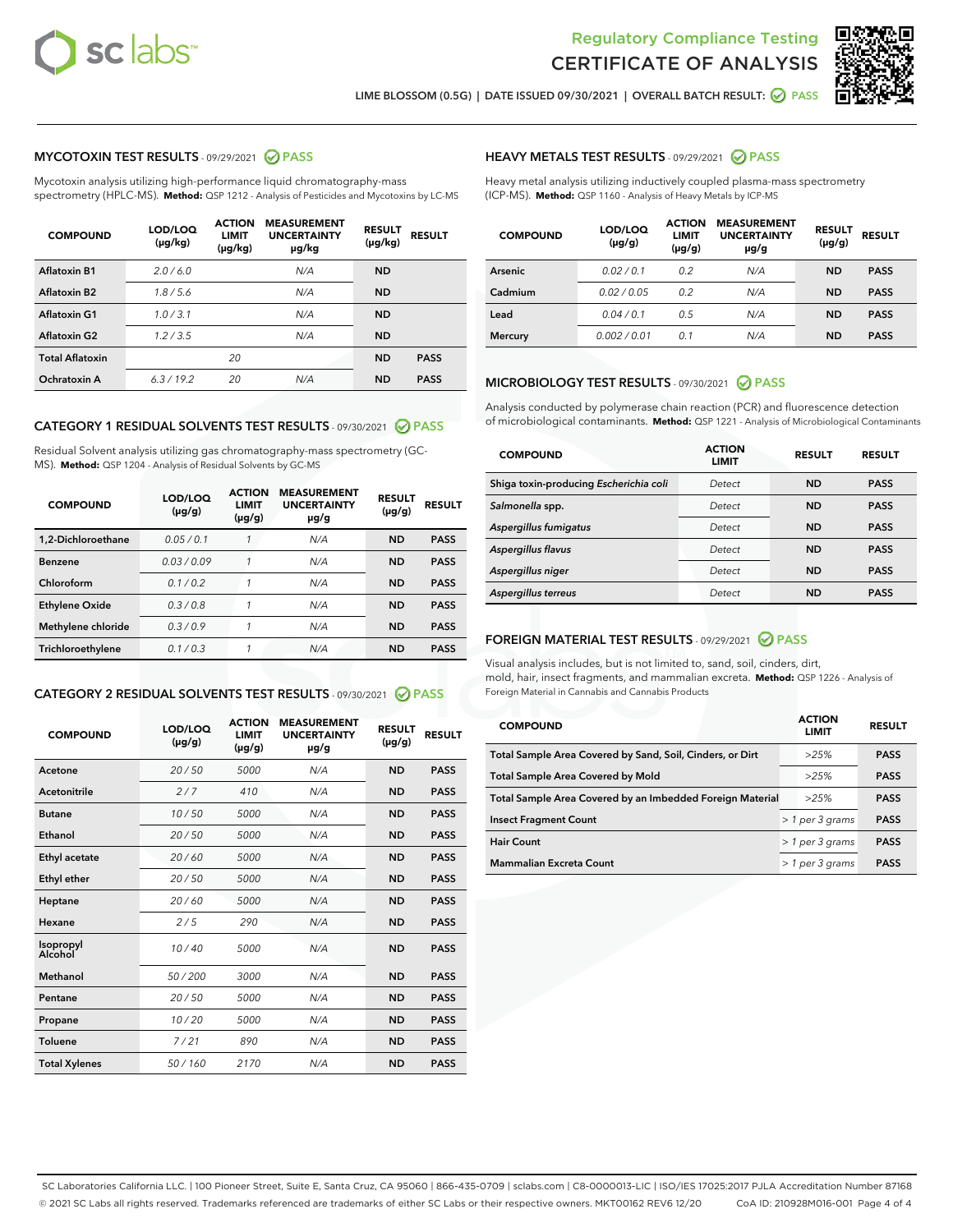Regulatory Compliance Testing
CERTIFICATE OF ANALYSIS

LIME BLOSSOM (0.5G) | DATE ISSUED 09/30/2021 | OVERALL BATCH RESULT: PASS

## MYCOTOXIN TEST RESULTS - 09/29/2021 PASS

Mycotoxin analysis utilizing high-performance liquid chromatography-mass spectrometry (HPLC-MS). **Method:** QSP 1212 - Analysis of Pesticides and Mycotoxins by LC-MS

| COMPOUND | LOD/LOQ (µg/kg) | ACTION LIMIT (µg/kg) | MEASUREMENT UNCERTAINTY µg/kg | RESULT (µg/kg) | RESULT |
|---|---|---|---|---|---|
| Aflatoxin B1 | 2.0 / 6.0 | | N/A | ND | |
| Aflatoxin B2 | 1.8 / 5.6 | | N/A | ND | |
| Aflatoxin G1 | 1.0 / 3.1 | | N/A | ND | |
| Aflatoxin G2 | 1.2 / 3.5 | | N/A | ND | |
| Total Aflatoxin | | 20 | | ND | PASS |
| Ochratoxin A | 6.3 / 19.2 | 20 | N/A | ND | PASS |

## CATEGORY 1 RESIDUAL SOLVENTS TEST RESULTS - 09/30/2021 PASS

Residual Solvent analysis utilizing gas chromatography-mass spectrometry (GC-MS). **Method:** QSP 1204 - Analysis of Residual Solvents by GC-MS

| COMPOUND | LOD/LOQ (µg/g) | ACTION LIMIT (µg/g) | MEASUREMENT UNCERTAINTY µg/g | RESULT (µg/g) | RESULT |
|---|---|---|---|---|---|
| 1,2-Dichloroethane | 0.05 / 0.1 | 1 | N/A | ND | PASS |
| Benzene | 0.03 / 0.09 | 1 | N/A | ND | PASS |
| Chloroform | 0.1 / 0.2 | 1 | N/A | ND | PASS |
| Ethylene Oxide | 0.3 / 0.8 | 1 | N/A | ND | PASS |
| Methylene chloride | 0.3 / 0.9 | 1 | N/A | ND | PASS |
| Trichloroethylene | 0.1 / 0.3 | 1 | N/A | ND | PASS |

## CATEGORY 2 RESIDUAL SOLVENTS TEST RESULTS - 09/30/2021 PASS

| COMPOUND | LOD/LOQ (µg/g) | ACTION LIMIT (µg/g) | MEASUREMENT UNCERTAINTY µg/g | RESULT (µg/g) | RESULT |
|---|---|---|---|---|---|
| Acetone | 20 / 50 | 5000 | N/A | ND | PASS |
| Acetonitrile | 2 / 7 | 410 | N/A | ND | PASS |
| Butane | 10 / 50 | 5000 | N/A | ND | PASS |
| Ethanol | 20 / 50 | 5000 | N/A | ND | PASS |
| Ethyl acetate | 20 / 60 | 5000 | N/A | ND | PASS |
| Ethyl ether | 20 / 50 | 5000 | N/A | ND | PASS |
| Heptane | 20 / 60 | 5000 | N/A | ND | PASS |
| Hexane | 2 / 5 | 290 | N/A | ND | PASS |
| Isopropyl Alcohol | 10 / 40 | 5000 | N/A | ND | PASS |
| Methanol | 50 / 200 | 3000 | N/A | ND | PASS |
| Pentane | 20 / 50 | 5000 | N/A | ND | PASS |
| Propane | 10 / 20 | 5000 | N/A | ND | PASS |
| Toluene | 7 / 21 | 890 | N/A | ND | PASS |
| Total Xylenes | 50 / 160 | 2170 | N/A | ND | PASS |

## HEAVY METALS TEST RESULTS - 09/29/2021 PASS

Heavy metal analysis utilizing inductively coupled plasma-mass spectrometry (ICP-MS). **Method:** QSP 1160 - Analysis of Heavy Metals by ICP-MS

| COMPOUND | LOD/LOQ (µg/g) | ACTION LIMIT (µg/g) | MEASUREMENT UNCERTAINTY µg/g | RESULT (µg/g) | RESULT |
|---|---|---|---|---|---|
| Arsenic | 0.02 / 0.1 | 0.2 | N/A | ND | PASS |
| Cadmium | 0.02 / 0.05 | 0.2 | N/A | ND | PASS |
| Lead | 0.04 / 0.1 | 0.5 | N/A | ND | PASS |
| Mercury | 0.002 / 0.01 | 0.1 | N/A | ND | PASS |

## MICROBIOLOGY TEST RESULTS - 09/30/2021 PASS

Analysis conducted by polymerase chain reaction (PCR) and fluorescence detection of microbiological contaminants. **Method:** QSP 1221 - Analysis of Microbiological Contaminants

| COMPOUND | ACTION LIMIT | RESULT | RESULT |
|---|---|---|---|
| Shiga toxin-producing *Escherichia coli* | Detect | ND | PASS |
| *Salmonella* spp. | Detect | ND | PASS |
| *Aspergillus fumigatus* | Detect | ND | PASS |
| *Aspergillus flavus* | Detect | ND | PASS |
| *Aspergillus niger* | Detect | ND | PASS |
| *Aspergillus terreus* | Detect | ND | PASS |

## FOREIGN MATERIAL TEST RESULTS - 09/29/2021 PASS

Visual analysis includes, but is not limited to, sand, soil, cinders, dirt, mold, hair, insect fragments, and mammalian excreta. **Method:** QSP 1226 - Analysis of Foreign Material in Cannabis and Cannabis Products

| COMPOUND | ACTION LIMIT | RESULT |
|---|---|---|
| Total Sample Area Covered by Sand, Soil, Cinders, or Dirt | >25% | PASS |
| Total Sample Area Covered by Mold | >25% | PASS |
| Total Sample Area Covered by an Imbedded Foreign Material | >25% | PASS |
| Insect Fragment Count | > 1 per 3 grams | PASS |
| Hair Count | > 1 per 3 grams | PASS |
| Mammalian Excreta Count | > 1 per 3 grams | PASS |

SC Laboratories California LLC. | 100 Pioneer Street, Suite E, Santa Cruz, CA 95060 | 866-435-0709 | sclabs.com | C8-0000013-LIC | ISO/IES 17025:2017 PJLA Accreditation Number 87168
© 2021 SC Labs all rights reserved. Trademarks referenced are trademarks of either SC Labs or their respective owners. MKT00162 REV6 12/20 CoA ID: 210928M016-001